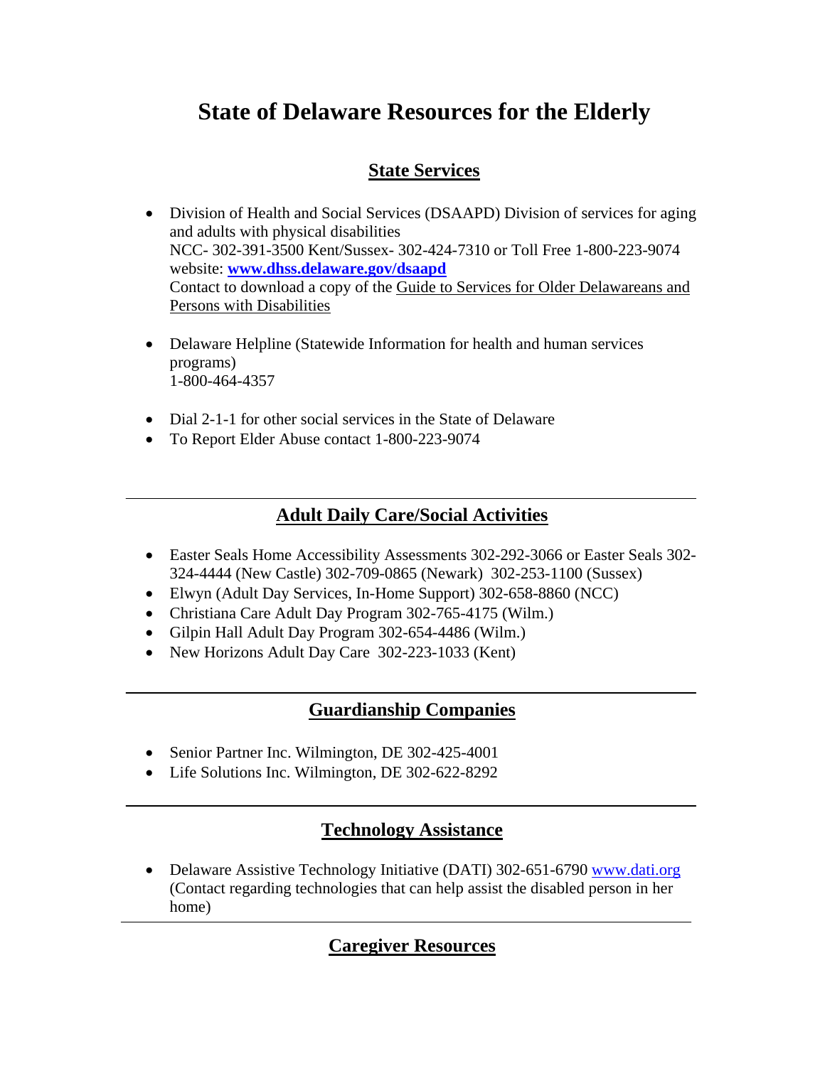# State of Delaware Resources for the Elderly

## State Services

- Division of Health and Social Services (DSAAPD) Division of services for aging and adults with physical disabilities
  NCC- 302-391-3500 Kent/Sussex- 302-424-7310 or Toll Free 1-800-223-9074
  website: **www.dhss.delaware.gov/dsaapd**
  Contact to download a copy of the Guide to Services for Older Delawareans and Persons with Disabilities

- Delaware Helpline (Statewide Information for health and human services programs)
  1-800-464-4357

- Dial 2-1-1 for other social services in the State of Delaware
- To Report Elder Abuse contact 1-800-223-9074

---

## Adult Daily Care/Social Activities

- Easter Seals Home Accessibility Assessments 302-292-3066 or Easter Seals 302-324-4444 (New Castle) 302-709-0865 (Newark) 302-253-1100 (Sussex)
- Elwyn (Adult Day Services, In-Home Support) 302-658-8860 (NCC)
- Christiana Care Adult Day Program 302-765-4175 (Wilm.)
- Gilpin Hall Adult Day Program 302-654-4486 (Wilm.)
- New Horizons Adult Day Care 302-223-1033 (Kent)

---

## Guardianship Companies

- Senior Partner Inc. Wilmington, DE 302-425-4001
- Life Solutions Inc. Wilmington, DE 302-622-8292

---

## Technology Assistance

- Delaware Assistive Technology Initiative (DATI) 302-651-6790 www.dati.org (Contact regarding technologies that can help assist the disabled person in her home)

---

## Caregiver Resources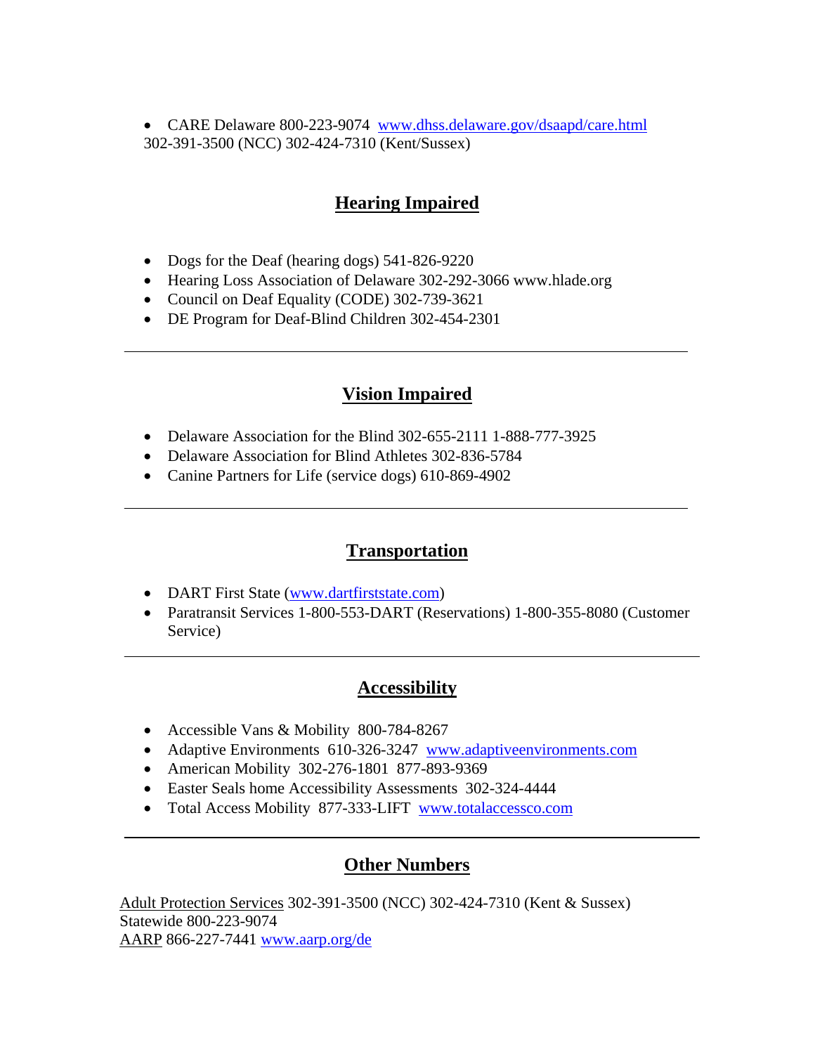- CARE Delaware 800-223-9074 [www.dhss.delaware.gov/dsaapd/care.html](http://www.dhss.delaware.gov/dsaapd/care.html)
302-391-3500 (NCC) 302-424-7310 (Kent/Sussex)

## Hearing Impaired

- Dogs for the Deaf (hearing dogs) 541-826-9220
- Hearing Loss Association of Delaware 302-292-3066 www.hlade.org
- Council on Deaf Equality (CODE) 302-739-3621
- DE Program for Deaf-Blind Children 302-454-2301

---

## Vision Impaired

- Delaware Association for the Blind 302-655-2111 1-888-777-3925
- Delaware Association for Blind Athletes 302-836-5784
- Canine Partners for Life (service dogs) 610-869-4902

---

## Transportation

- DART First State ([www.dartfirststate.com](http://www.dartfirststate.com))
- Paratransit Services 1-800-553-DART (Reservations) 1-800-355-8080 (Customer Service)

---

## Accessibility

- Accessible Vans & Mobility 800-784-8267
- Adaptive Environments 610-326-3247 [www.adaptiveenvironments.com](http://www.adaptiveenvironments.com)
- American Mobility 302-276-1801 877-893-9369
- Easter Seals home Accessibility Assessments 302-324-4444
- Total Access Mobility 877-333-LIFT [www.totalaccessco.com](http://www.totalaccessco.com)

---

## Other Numbers

Adult Protection Services 302-391-3500 (NCC) 302-424-7310 (Kent & Sussex)
Statewide 800-223-9074
AARP 866-227-7441 [www.aarp.org/de](http://www.aarp.org/de)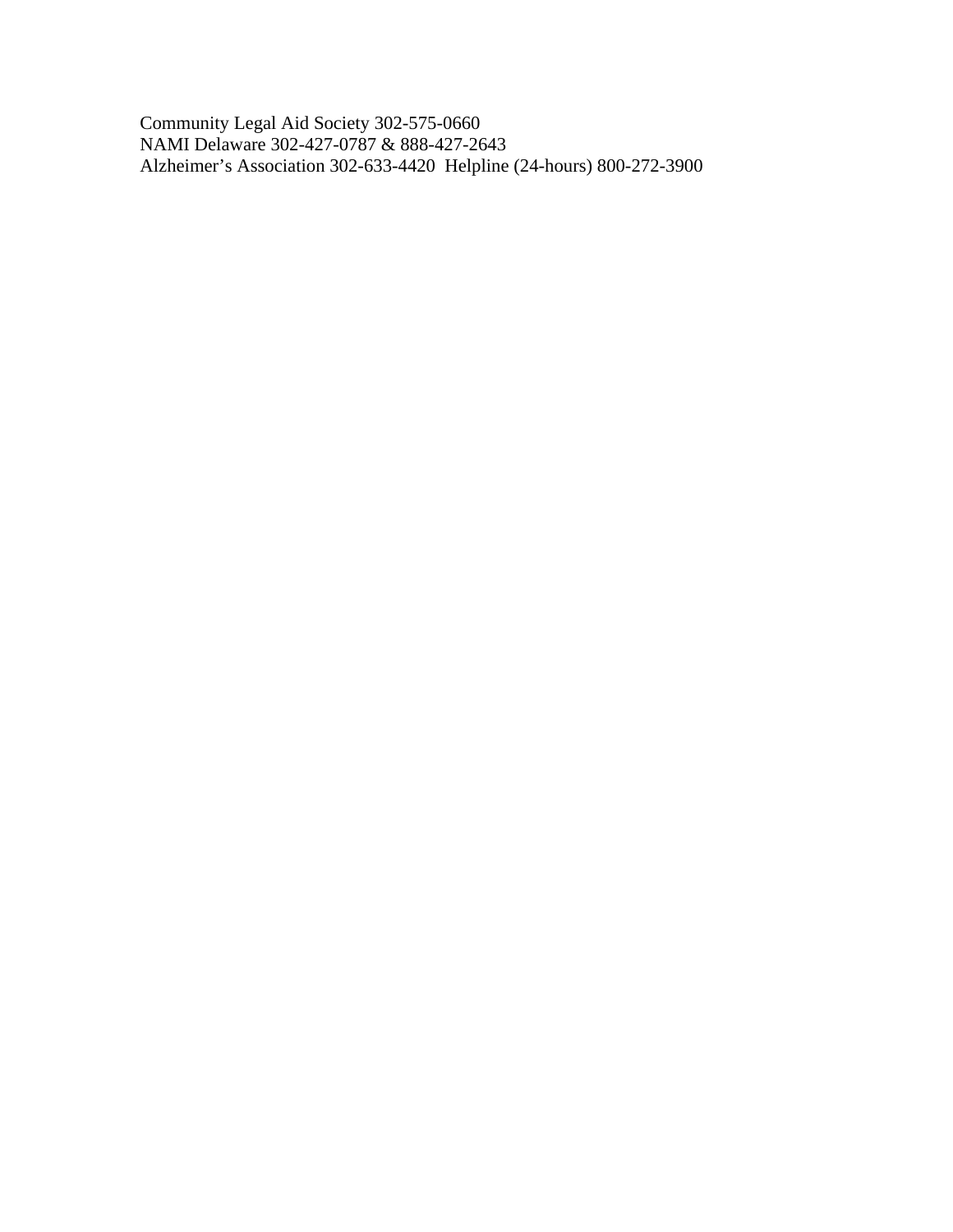Community Legal Aid Society 302-575-0660
NAMI Delaware 302-427-0787 & 888-427-2643
Alzheimer’s Association 302-633-4420 Helpline (24-hours) 800-272-3900